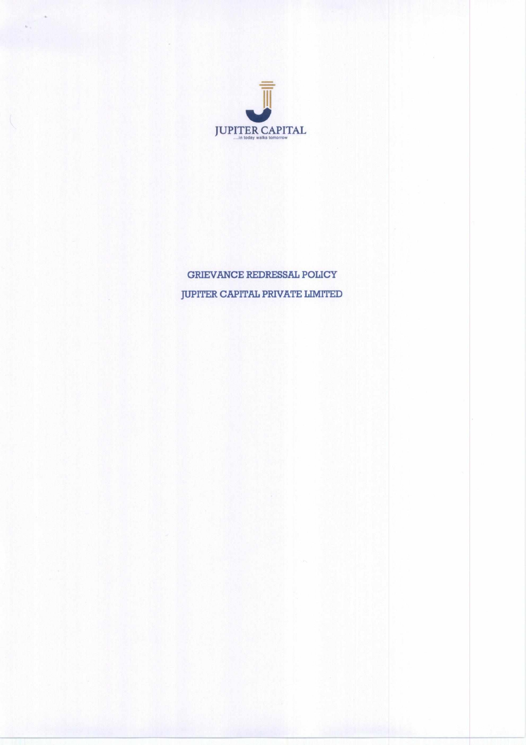JUPITER CAPITAL

....in today walks tomorrow

# GRIEVANCE REDRESSAL POLICY

# JUPITER CAPITAL PRIVATE LIMITED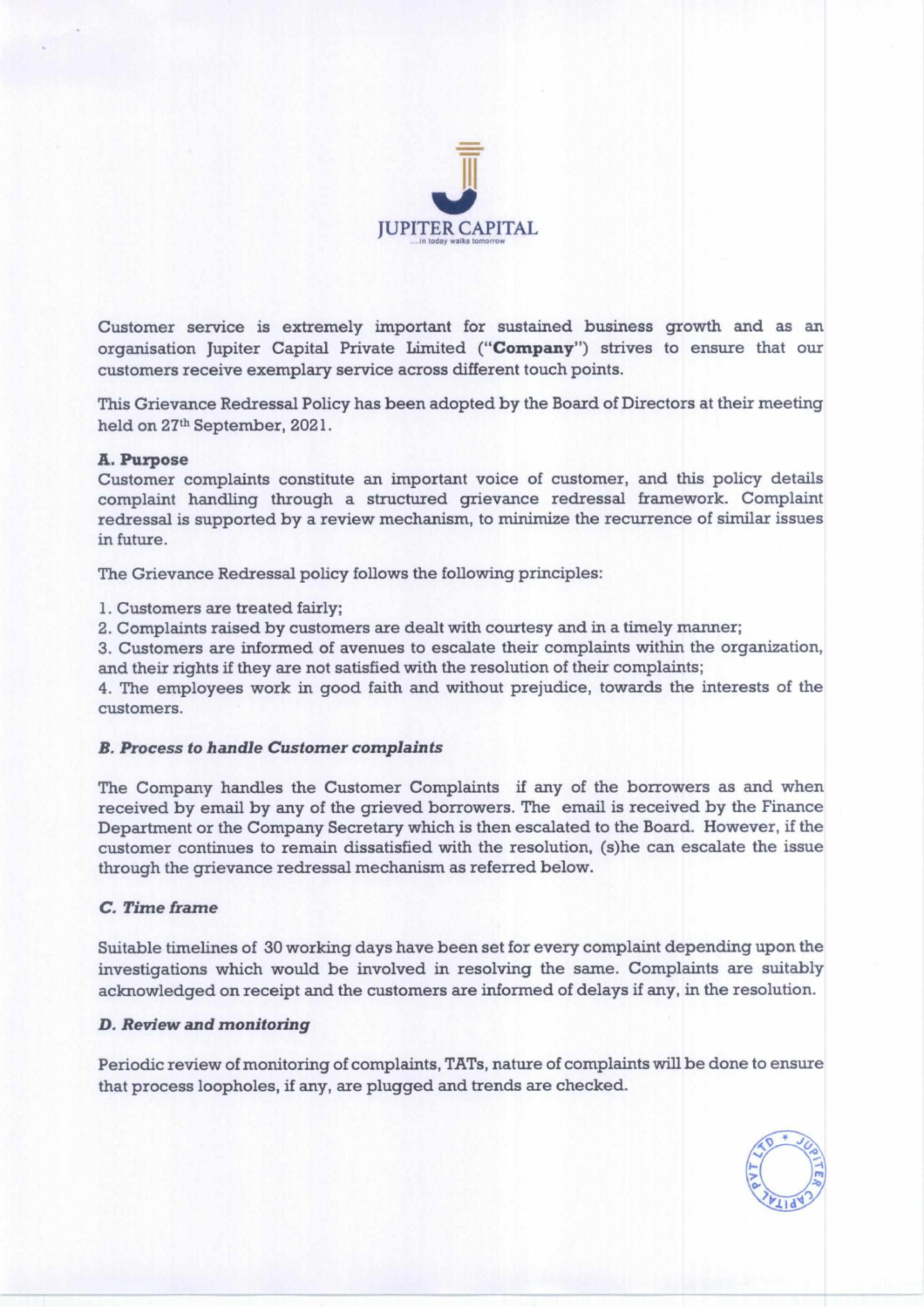JUPITER CAPITAL

...in today walks tomorrow

Customer service is extremely important for sustained business growth and as an organisation Jupiter Capital Private Limited ("**Company**") strives to ensure that our customers receive exemplary service across different touch points.

This Grievance Redressal Policy has been adopted by the Board of Directors at their meeting held on 27th September, 2021.

**A. Purpose**

Customer complaints constitute an important voice of customer, and this policy details complaint handling through a structured grievance redressal framework. Complaint redressal is supported by a review mechanism, to minimize the recurrence of similar issues in future.

The Grievance Redressal policy follows the following principles:

1. Customers are treated fairly;
2. Complaints raised by customers are dealt with courtesy and in a timely manner;
3. Customers are informed of avenues to escalate their complaints within the organization, and their rights if they are not satisfied with the resolution of their complaints;
4. The employees work in good faith and without prejudice, towards the interests of the customers.

***B. Process to handle Customer complaints***

The Company handles the Customer Complaints if any of the borrowers as and when received by email by any of the grieved borrowers. The email is received by the Finance Department or the Company Secretary which is then escalated to the Board. However, if the customer continues to remain dissatisfied with the resolution, (s)he can escalate the issue through the grievance redressal mechanism as referred below.

***C. Time frame***

Suitable timelines of 30 working days have been set for every complaint depending upon the investigations which would be involved in resolving the same. Complaints are suitably acknowledged on receipt and the customers are informed of delays if any, in the resolution.

***D. Review and monitoring***

Periodic review of monitoring of complaints, TATs, nature of complaints will be done to ensure that process loopholes, if any, are plugged and trends are checked.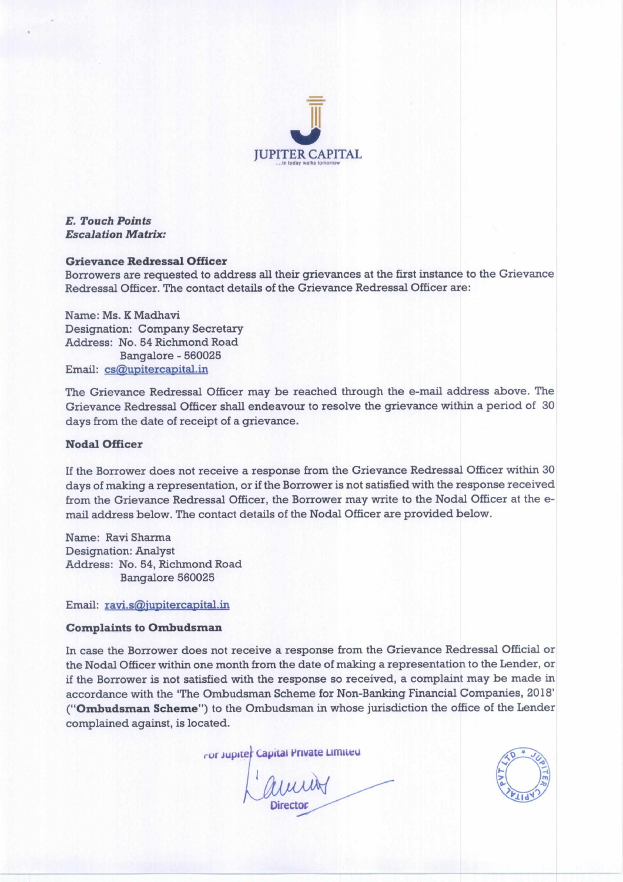JUPITER CAPITAL

...in today walks tomorrow

***E. Touch Points***
***Escalation Matrix:***

**Grievance Redressal Officer**

Borrowers are requested to address all their grievances at the first instance to the Grievance Redressal Officer. The contact details of the Grievance Redressal Officer are:

Name: Ms. K Madhavi
Designation: Company Secretary
Address: No. 54 Richmond Road
Bangalore - 560025
Email: cs@upitercapital.in

The Grievance Redressal Officer may be reached through the e-mail address above. The Grievance Redressal Officer shall endeavour to resolve the grievance within a period of 30 days from the date of receipt of a grievance.

**Nodal Officer**

If the Borrower does not receive a response from the Grievance Redressal Officer within 30 days of making a representation, or if the Borrower is not satisfied with the response received from the Grievance Redressal Officer, the Borrower may write to the Nodal Officer at the e-mail address below. The contact details of the Nodal Officer are provided below.

Name: Ravi Sharma
Designation: Analyst
Address: No. 54, Richmond Road
Bangalore 560025

Email: ravi.s@jupitercapital.in

**Complaints to Ombudsman**

In case the Borrower does not receive a response from the Grievance Redressal Official or the Nodal Officer within one month from the date of making a representation to the Lender, or if the Borrower is not satisfied with the response so received, a complaint may be made in accordance with the 'The Ombudsman Scheme for Non-Banking Financial Companies, 2018' ("**Ombudsman Scheme**") to the Ombudsman in whose jurisdiction the office of the Lender complained against, is located.

For Jupiter Capital Private Limited

Director